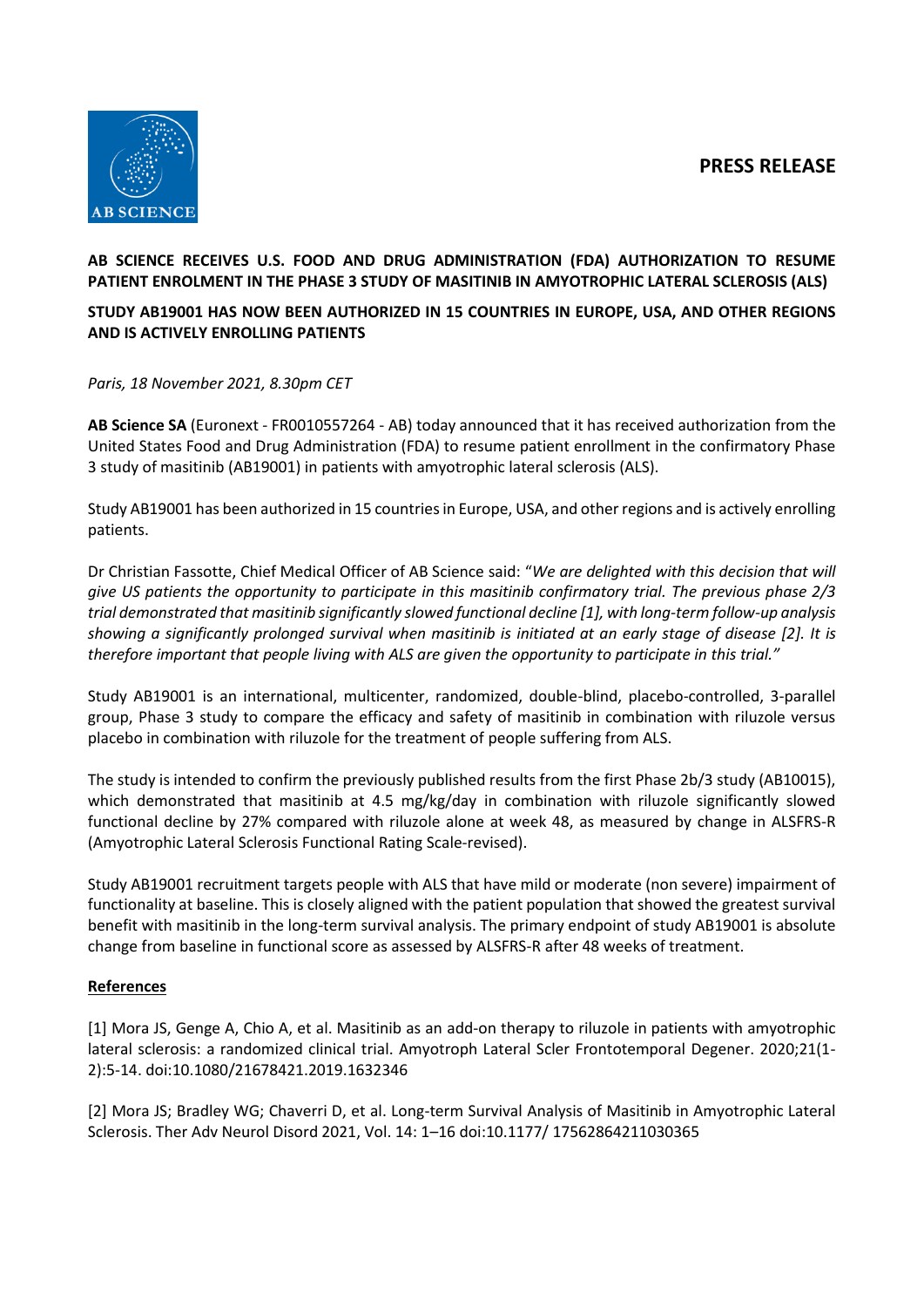**PRESS RELEASE**

# AB SCIENCE RECEIVES U.S. FOOD AND DRUG ADMINISTRATION (FDA) AUTHORIZATION TO RESUME PATIENT ENROLMENT IN THE PHASE 3 STUDY OF MASITINIB IN AMYOTROPHIC LATERAL SCLEROSIS (ALS)

## STUDY AB19001 HAS NOW BEEN AUTHORIZED IN 15 COUNTRIES IN EUROPE, USA, AND OTHER REGIONS AND IS ACTIVELY ENROLLING PATIENTS

*Paris, 18 November 2021, 8.30pm CET*

**AB Science SA** (Euronext - FR0010557264 - AB) today announced that it has received authorization from the United States Food and Drug Administration (FDA) to resume patient enrollment in the confirmatory Phase 3 study of masitinib (AB19001) in patients with amyotrophic lateral sclerosis (ALS).

Study AB19001 has been authorized in 15 countries in Europe, USA, and other regions and is actively enrolling patients.

Dr Christian Fassotte, Chief Medical Officer of AB Science said: "*We are delighted with this decision that will give US patients the opportunity to participate in this masitinib confirmatory trial. The previous phase 2/3 trial demonstrated that masitinib significantly slowed functional decline [1], with long-term follow-up analysis showing a significantly prolonged survival when masitinib is initiated at an early stage of disease [2]. It is therefore important that people living with ALS are given the opportunity to participate in this trial.*"

Study AB19001 is an international, multicenter, randomized, double-blind, placebo-controlled, 3-parallel group, Phase 3 study to compare the efficacy and safety of masitinib in combination with riluzole versus placebo in combination with riluzole for the treatment of people suffering from ALS.

The study is intended to confirm the previously published results from the first Phase 2b/3 study (AB10015), which demonstrated that masitinib at 4.5 mg/kg/day in combination with riluzole significantly slowed functional decline by 27% compared with riluzole alone at week 48, as measured by change in ALSFRS-R (Amyotrophic Lateral Sclerosis Functional Rating Scale-revised).

Study AB19001 recruitment targets people with ALS that have mild or moderate (non severe) impairment of functionality at baseline. This is closely aligned with the patient population that showed the greatest survival benefit with masitinib in the long-term survival analysis. The primary endpoint of study AB19001 is absolute change from baseline in functional score as assessed by ALSFRS-R after 48 weeks of treatment.

**References**

[1] Mora JS, Genge A, Chio A, et al. Masitinib as an add-on therapy to riluzole in patients with amyotrophic lateral sclerosis: a randomized clinical trial. Amyotroph Lateral Scler Frontotemporal Degener. 2020;21(1-2):5-14. doi:10.1080/21678421.2019.1632346

[2] Mora JS; Bradley WG; Chaverri D, et al. Long-term Survival Analysis of Masitinib in Amyotrophic Lateral Sclerosis. Ther Adv Neurol Disord 2021, Vol. 14: 1–16 doi:10.1177/ 17562864211030365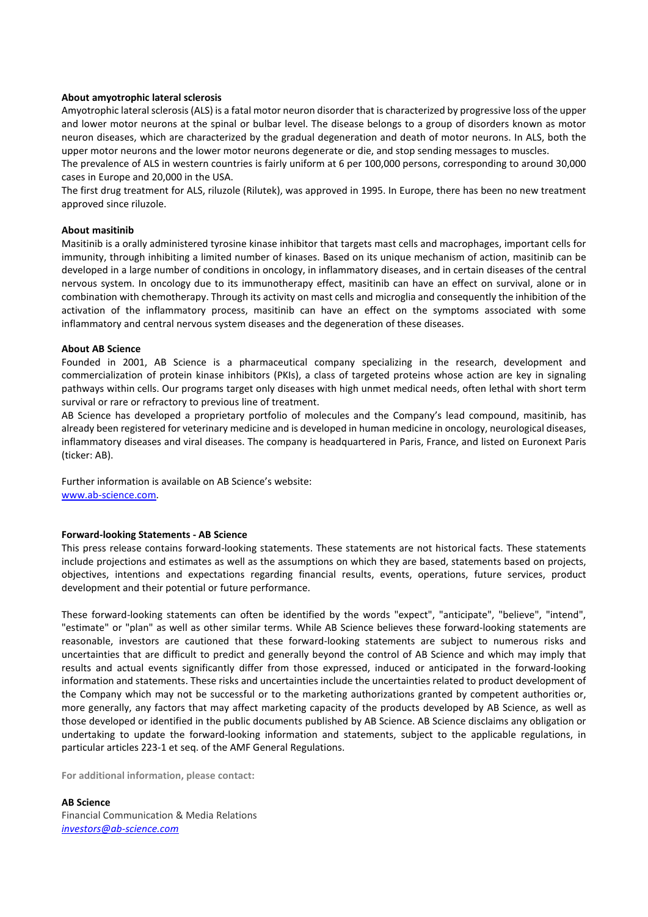**About amyotrophic lateral sclerosis**

Amyotrophic lateral sclerosis (ALS) is a fatal motor neuron disorder that is characterized by progressive loss of the upper and lower motor neurons at the spinal or bulbar level. The disease belongs to a group of disorders known as motor neuron diseases, which are characterized by the gradual degeneration and death of motor neurons. In ALS, both the upper motor neurons and the lower motor neurons degenerate or die, and stop sending messages to muscles.

The prevalence of ALS in western countries is fairly uniform at 6 per 100,000 persons, corresponding to around 30,000 cases in Europe and 20,000 in the USA.

The first drug treatment for ALS, riluzole (Rilutek), was approved in 1995. In Europe, there has been no new treatment approved since riluzole.

**About masitinib**

Masitinib is a orally administered tyrosine kinase inhibitor that targets mast cells and macrophages, important cells for immunity, through inhibiting a limited number of kinases. Based on its unique mechanism of action, masitinib can be developed in a large number of conditions in oncology, in inflammatory diseases, and in certain diseases of the central nervous system. In oncology due to its immunotherapy effect, masitinib can have an effect on survival, alone or in combination with chemotherapy. Through its activity on mast cells and microglia and consequently the inhibition of the activation of the inflammatory process, masitinib can have an effect on the symptoms associated with some inflammatory and central nervous system diseases and the degeneration of these diseases.

**About AB Science**

Founded in 2001, AB Science is a pharmaceutical company specializing in the research, development and commercialization of protein kinase inhibitors (PKIs), a class of targeted proteins whose action are key in signaling pathways within cells. Our programs target only diseases with high unmet medical needs, often lethal with short term survival or rare or refractory to previous line of treatment.

AB Science has developed a proprietary portfolio of molecules and the Company's lead compound, masitinib, has already been registered for veterinary medicine and is developed in human medicine in oncology, neurological diseases, inflammatory diseases and viral diseases. The company is headquartered in Paris, France, and listed on Euronext Paris (ticker: AB).

Further information is available on AB Science's website:
[www.ab-science.com](http://www.ab-science.com).

**Forward-looking Statements - AB Science**

This press release contains forward-looking statements. These statements are not historical facts. These statements include projections and estimates as well as the assumptions on which they are based, statements based on projects, objectives, intentions and expectations regarding financial results, events, operations, future services, product development and their potential or future performance.

These forward-looking statements can often be identified by the words "expect", "anticipate", "believe", "intend", "estimate" or "plan" as well as other similar terms. While AB Science believes these forward-looking statements are reasonable, investors are cautioned that these forward-looking statements are subject to numerous risks and uncertainties that are difficult to predict and generally beyond the control of AB Science and which may imply that results and actual events significantly differ from those expressed, induced or anticipated in the forward-looking information and statements. These risks and uncertainties include the uncertainties related to product development of the Company which may not be successful or to the marketing authorizations granted by competent authorities or, more generally, any factors that may affect marketing capacity of the products developed by AB Science, as well as those developed or identified in the public documents published by AB Science. AB Science disclaims any obligation or undertaking to update the forward-looking information and statements, subject to the applicable regulations, in particular articles 223-1 et seq. of the AMF General Regulations.

**For additional information, please contact:**

**AB Science**
Financial Communication & Media Relations
*[investors@ab-science.com](mailto:investors@ab-science.com)*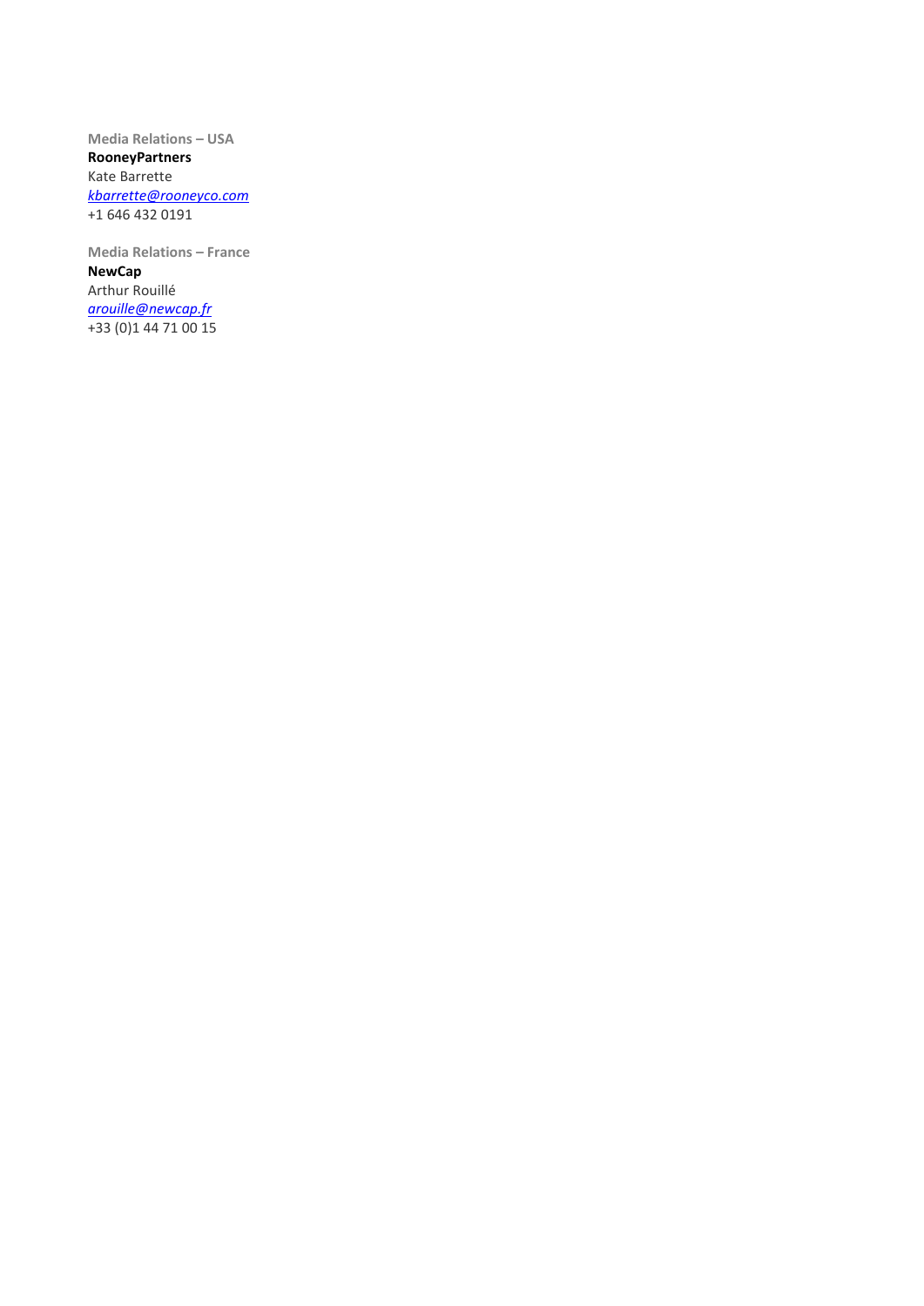**Media Relations – USA**
**RooneyPartners**
Kate Barrette
*kbarrette@rooneyco.com*
+1 646 432 0191

**Media Relations – France**
**NewCap**
Arthur Rouillé
*arouille@newcap.fr*
+33 (0)1 44 71 00 15